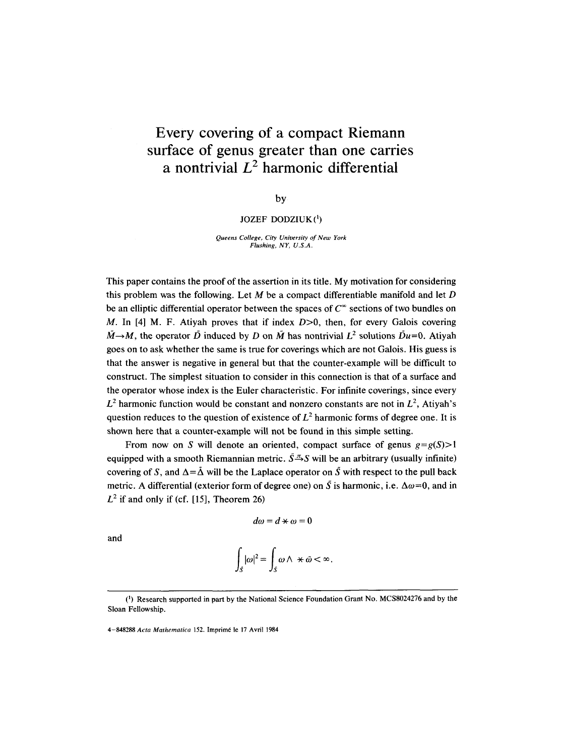# Every covering of a compact Riemann surface of genus greater than one carries a nontrivial $L^2$ harmonic differential

by

JOZEF DODZIUK[1]

*Queens College, City University of New York*
*Flushing, NY, U.S.A.*

This paper contains the proof of the assertion in its title. My motivation for considering this problem was the following. Let $M$ be a compact differentiable manifold and let $D$ be an elliptic differential operator between the spaces of $C^\infty$ sections of two bundles on $M$. In [4] M. F. Atiyah proves that if index $D>0$, then, for every Galois covering $\tilde{M}\to M$, the operator $\tilde{D}$ induced by $D$ on $\tilde{M}$ has nontrivial $L^2$ solutions $\tilde{D}u=0$. Atiyah goes on to ask whether the same is true for coverings which are not Galois. His guess is that the answer is negative in general but that the counter-example will be difficult to construct. The simplest situation to consider in this connection is that of a surface and the operator whose index is the Euler characteristic. For infinite coverings, since every $L^2$ harmonic function would be constant and nonzero constants are not in $L^2$, Atiyah's question reduces to the question of existence of $L^2$ harmonic forms of degree one. It is shown here that a counter-example will not be found in this simple setting.

From now on $S$ will denote an oriented, compact surface of genus $g=g(S)>1$ equipped with a smooth Riemannian metric. $\tilde{S}\xrightarrow{\pi}S$ will be an arbitrary (usually infinite) covering of $S$, and $\Delta=\tilde{\Delta}$ will be the Laplace operator on $\tilde{S}$ with respect to the pull back metric. A differential (exterior form of degree one) on $\tilde{S}$ is harmonic, i.e. $\Delta\omega=0$, and in $L^2$ if and only if (cf. [15], Theorem 26)

$$d\omega = d\ast\omega = 0$$

and

$$\int_{\tilde{S}}|\omega|^2=\int_{\tilde{S}}\omega\wedge\ast\bar{\omega}<\infty.$$

[1] Research supported in part by the National Science Foundation Grant No. MCS8024276 and by the Sloan Fellowship.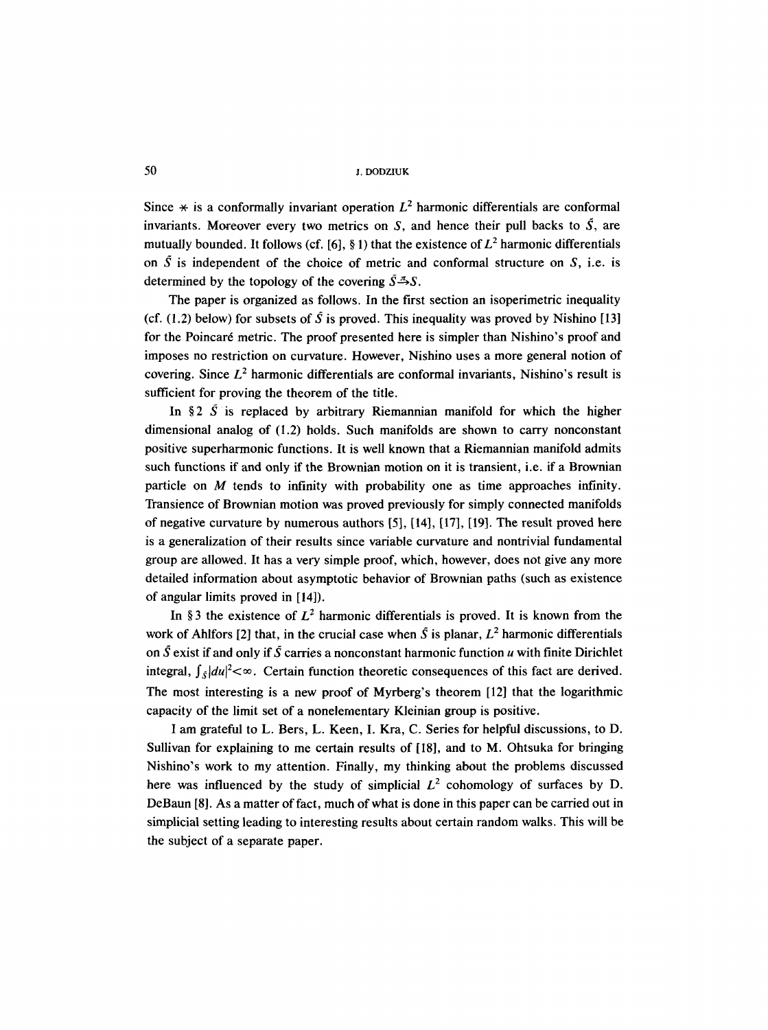Since $*$ is a conformally invariant operation $L^2$ harmonic differentials are conformal invariants. Moreover every two metrics on $S$, and hence their pull backs to $\tilde{S}$, are mutually bounded. It follows (cf. [6], § 1) that the existence of $L^2$ harmonic differentials on $\tilde{S}$ is independent of the choice of metric and conformal structure on $S$, i.e. is determined by the topology of the covering $\tilde{S} \xrightarrow{\pi} S$.

The paper is organized as follows. In the first section an isoperimetric inequality (cf. (1.2) below) for subsets of $\tilde{S}$ is proved. This inequality was proved by Nishino [13] for the Poincaré metric. The proof presented here is simpler than Nishino's proof and imposes no restriction on curvature. However, Nishino uses a more general notion of covering. Since $L^2$ harmonic differentials are conformal invariants, Nishino's result is sufficient for proving the theorem of the title.

In § 2 $\tilde{S}$ is replaced by arbitrary Riemannian manifold for which the higher dimensional analog of (1.2) holds. Such manifolds are shown to carry nonconstant positive superharmonic functions. It is well known that a Riemannian manifold admits such functions if and only if the Brownian motion on it is transient, i.e. if a Brownian particle on $M$ tends to infinity with probability one as time approaches infinity. Transience of Brownian motion was proved previously for simply connected manifolds of negative curvature by numerous authors [5], [14], [17], [19]. The result proved here is a generalization of their results since variable curvature and nontrivial fundamental group are allowed. It has a very simple proof, which, however, does not give any more detailed information about asymptotic behavior of Brownian paths (such as existence of angular limits proved in [14]).

In § 3 the existence of $L^2$ harmonic differentials is proved. It is known from the work of Ahlfors [2] that, in the crucial case when $\tilde{S}$ is planar, $L^2$ harmonic differentials on $\tilde{S}$ exist if and only if $\tilde{S}$ carries a nonconstant harmonic function $u$ with finite Dirichlet integral, $\int_{\tilde{S}} |du|^2 < \infty$. Certain function theoretic consequences of this fact are derived. The most interesting is a new proof of Myrberg's theorem [12] that the logarithmic capacity of the limit set of a nonelementary Kleinian group is positive.

I am grateful to L. Bers, L. Keen, I. Kra, C. Series for helpful discussions, to D. Sullivan for explaining to me certain results of [18], and to M. Ohtsuka for bringing Nishino's work to my attention. Finally, my thinking about the problems discussed here was influenced by the study of simplicial $L^2$ cohomology of surfaces by D. DeBaun [8]. As a matter of fact, much of what is done in this paper can be carried out in simplicial setting leading to interesting results about certain random walks. This will be the subject of a separate paper.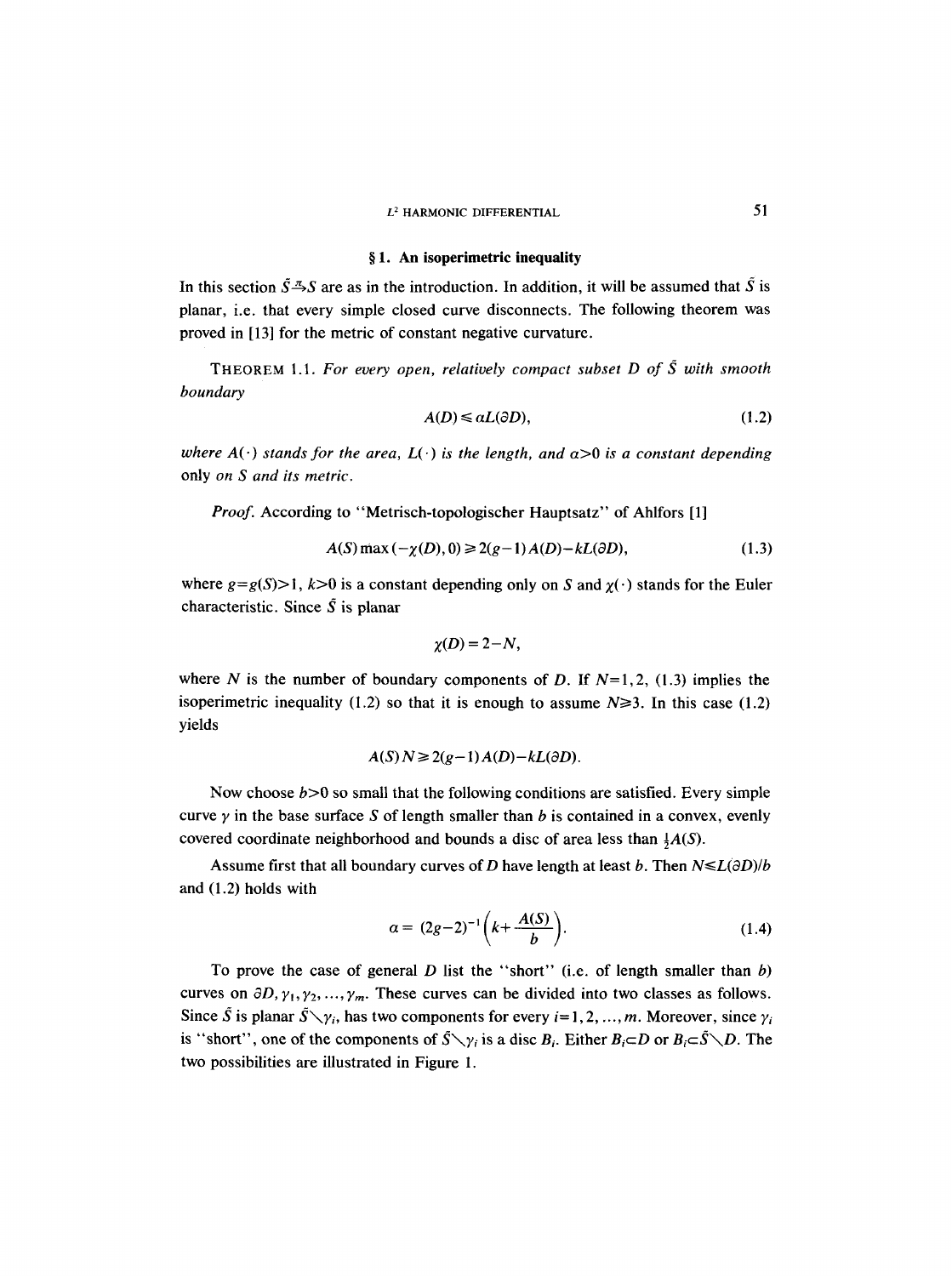## § 1. An isoperimetric inequality

In this section $\tilde{S} \xrightarrow{\pi} S$ are as in the introduction. In addition, it will be assumed that $\tilde{S}$ is planar, i.e. that every simple closed curve disconnects. The following theorem was proved in [13] for the metric of constant negative curvature.

THEOREM 1.1. *For every open, relatively compact subset $D$ of $\tilde{S}$ with smooth boundary*

$$A(D) \leqslant \alpha L(\partial D), \tag{1.2}$$

*where $A(\cdot)$ stands for the area, $L(\cdot)$ is the length, and $\alpha>0$ is a constant depending only on $S$ and its metric.*

*Proof.* According to "Metrisch-topologischer Hauptsatz" of Ahlfors [1]

$$A(S) \max(-\chi(D), 0) \geqslant 2(g-1) A(D) - kL(\partial D), \tag{1.3}$$

where $g=g(S)>1$, $k>0$ is a constant depending only on $S$ and $\chi(\cdot)$ stands for the Euler characteristic. Since $\tilde{S}$ is planar

$$\chi(D) = 2-N,$$

where $N$ is the number of boundary components of $D$. If $N=1,2$, (1.3) implies the isoperimetric inequality (1.2) so that it is enough to assume $N \geqslant 3$. In this case (1.2) yields

$$A(S) N \geqslant 2(g-1) A(D) - kL(\partial D).$$

Now choose $b>0$ so small that the following conditions are satisfied. Every simple curve $\gamma$ in the base surface $S$ of length smaller than $b$ is contained in a convex, evenly covered coordinate neighborhood and bounds a disc of area less than $\frac{1}{2}A(S)$.

Assume first that all boundary curves of $D$ have length at least $b$. Then $N \leqslant L(\partial D)/b$ and (1.2) holds with

$$\alpha = (2g-2)^{-1}\left(k + \frac{A(S)}{b}\right). \tag{1.4}$$

To prove the case of general $D$ list the "short" (i.e. of length smaller than $b$) curves on $\partial D, \gamma_1, \gamma_2, \ldots, \gamma_m$. These curves can be divided into two classes as follows. Since $\tilde{S}$ is planar $\tilde{S} \setminus \gamma_i$ has two components for every $i=1,2,\ldots,m$. Moreover, since $\gamma_i$ is "short", one of the components of $\tilde{S} \setminus \gamma_i$ is a disc $B_i$. Either $B_i \subset D$ or $B_i \subset \tilde{S} \setminus D$. The two possibilities are illustrated in Figure 1.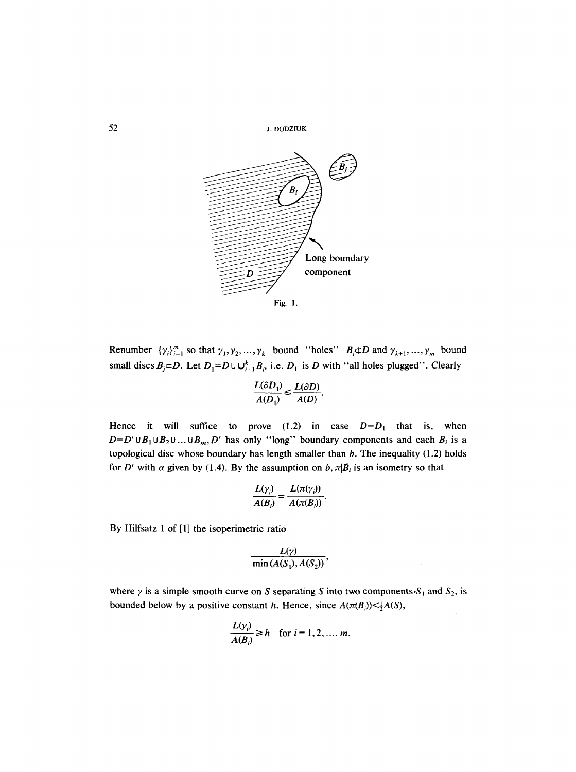Fig. 1.

Renumber $\{\gamma_i\}_{i=1}^m$ so that $\gamma_1, \gamma_2, \ldots, \gamma_k$ bound "holes" $B_i \not\subset D$ and $\gamma_{k+1}, \ldots, \gamma_m$ bound small discs $B_j \subset D$. Let $D_1 = D \cup \bigcup_{i=1}^k \bar{B}_i$, i.e. $D_1$ is $D$ with "all holes plugged". Clearly

$$\frac{L(\partial D_1)}{A(D_1)} \leq \frac{L(\partial D)}{A(D)}.$$

Hence it will suffice to prove (1.2) in case $D = D_1$ that is, when $D = D' \cup B_1 \cup B_2 \cup \ldots \cup B_m, D'$ has only "long" boundary components and each $B_i$ is a topological disc whose boundary has length smaller than $b$. The inequality (1.2) holds for $D'$ with $\alpha$ given by (1.4). By the assumption on $b$, $\pi|\bar{B}_i$ is an isometry so that

$$\frac{L(\gamma_i)}{A(B_i)} = \frac{L(\pi(\gamma_i))}{A(\pi(B_i))}.$$

By Hilfsatz 1 of [1] the isoperimetric ratio

$$\frac{L(\gamma)}{\min(A(S_1), A(S_2))},$$

where $\gamma$ is a simple smooth curve on $S$ separating $S$ into two components $S_1$ and $S_2$, is bounded below by a positive constant $h$. Hence, since $A(\pi(B_i)) < \frac{1}{2}A(S)$,

$$\frac{L(\gamma_i)}{A(B_i)} \geq h \quad \text{for } i = 1, 2, \ldots, m.$$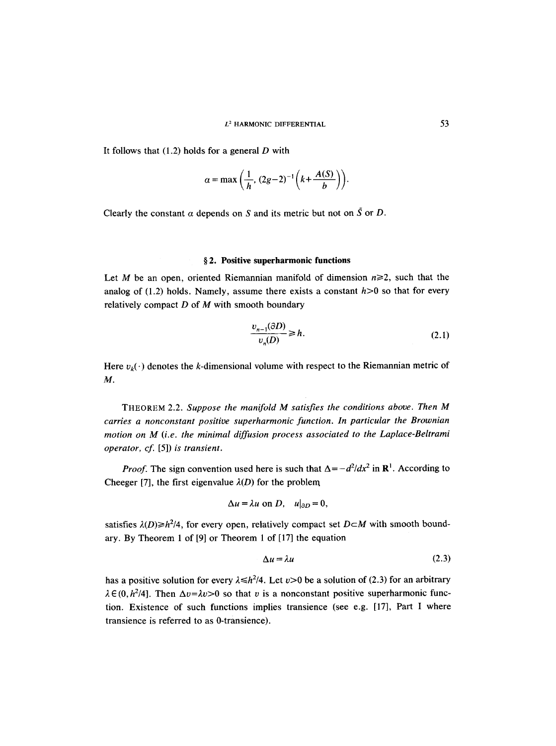It follows that (1.2) holds for a general $D$ with

$$\alpha = \max\left(\frac{1}{h}, (2g-2)^{-1}\left(k+\frac{A(S)}{b}\right)\right).$$

Clearly the constant $\alpha$ depends on $S$ and its metric but not on $\tilde{S}$ or $D$.

## § 2. Positive superharmonic functions

Let $M$ be an open, oriented Riemannian manifold of dimension $n \geq 2$, such that the analog of (1.2) holds. Namely, assume there exists a constant $h > 0$ so that for every relatively compact $D$ of $M$ with smooth boundary

$$\frac{v_{n-1}(\partial D)}{v_n(D)} \geq h. \tag{2.1}$$

Here $v_k(\cdot)$ denotes the $k$-dimensional volume with respect to the Riemannian metric of $M$.

THEOREM 2.2. *Suppose the manifold $M$ satisfies the conditions above. Then $M$ carries a nonconstant positive superharmonic function. In particular the Brownian motion on $M$ (i.e. the minimal diffusion process associated to the Laplace-Beltrami operator, cf. [5]) is transient.*

*Proof.* The sign convention used here is such that $\Delta = -d^2/dx^2$ in $\mathbf{R}^1$. According to Cheeger [7], the first eigenvalue $\lambda(D)$ for the problem

$$\Delta u = \lambda u \text{ on } D, \quad u|_{\partial D} = 0,$$

satisfies $\lambda(D) \geq h^2/4$, for every open, relatively compact set $D \subset M$ with smooth boundary. By Theorem 1 of [9] or Theorem 1 of [17] the equation

$$\Delta u = \lambda u \tag{2.3}$$

has a positive solution for every $\lambda \leq h^2/4$. Let $v > 0$ be a solution of (2.3) for an arbitrary $\lambda \in (0, h^2/4]$. Then $\Delta v = \lambda v > 0$ so that $v$ is a nonconstant positive superharmonic function. Existence of such functions implies transience (see e.g. [17], Part I where transience is referred to as 0-transience).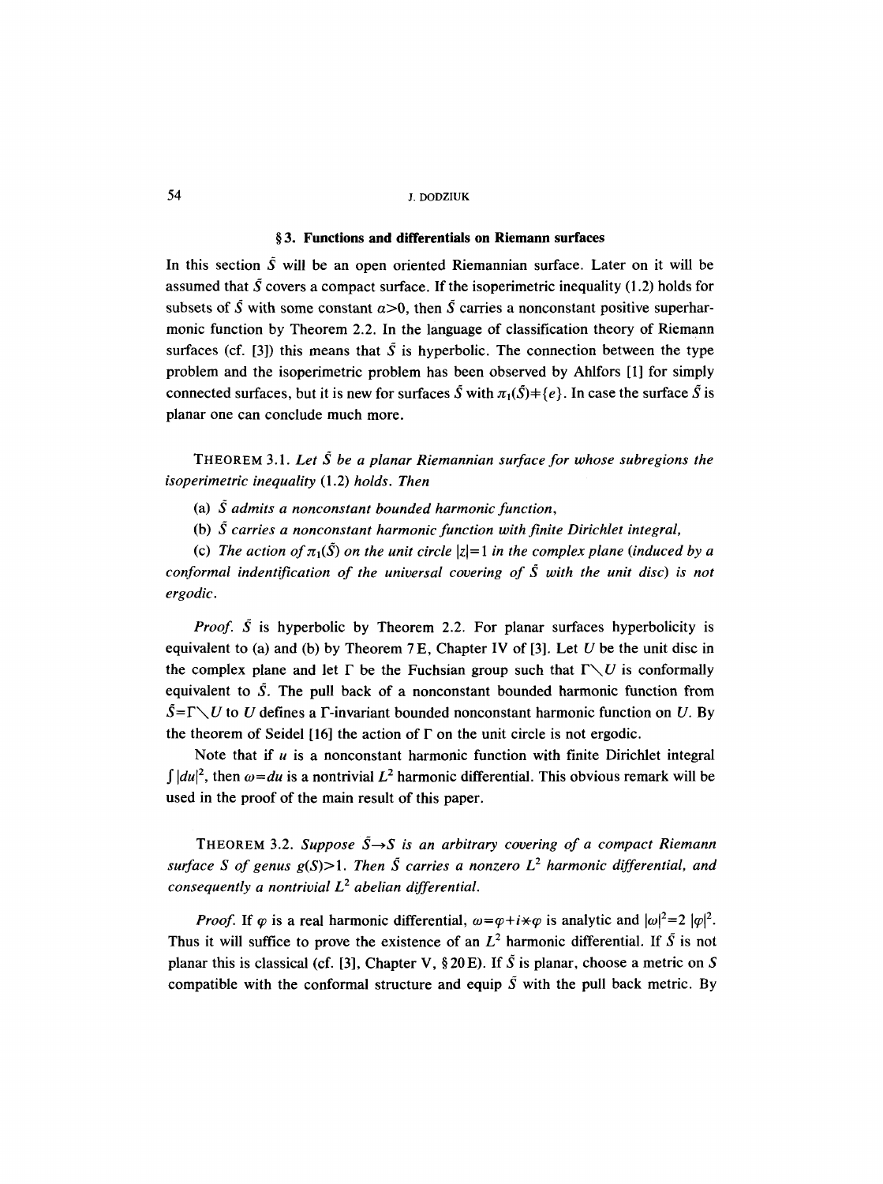## § 3. Functions and differentials on Riemann surfaces

In this section $\tilde{S}$ will be an open oriented Riemannian surface. Later on it will be assumed that $\tilde{S}$ covers a compact surface. If the isoperimetric inequality (1.2) holds for subsets of $\tilde{S}$ with some constant $\alpha>0$, then $\tilde{S}$ carries a nonconstant positive superharmonic function by Theorem 2.2. In the language of classification theory of Riemann surfaces (cf. [3]) this means that $\tilde{S}$ is hyperbolic. The connection between the type problem and the isoperimetric problem has been observed by Ahlfors [1] for simply connected surfaces, but it is new for surfaces $\tilde{S}$ with $\pi_1(\tilde{S})\neq\{e\}$. In case the surface $\tilde{S}$ is planar one can conclude much more.

THEOREM 3.1. *Let $\tilde{S}$ be a planar Riemannian surface for whose subregions the isoperimetric inequality* (1.2) *holds. Then*

(a) *$\tilde{S}$ admits a nonconstant bounded harmonic function,*

(b) *$\tilde{S}$ carries a nonconstant harmonic function with finite Dirichlet integral,*

(c) *The action of $\pi_1(\tilde{S})$ on the unit circle $|z|=1$ in the complex plane (induced by a conformal indentification of the universal covering of $\tilde{S}$ with the unit disc) is not ergodic.*

*Proof.* $\tilde{S}$ is hyperbolic by Theorem 2.2. For planar surfaces hyperbolicity is equivalent to (a) and (b) by Theorem 7 E, Chapter IV of [3]. Let $U$ be the unit disc in the complex plane and let $\Gamma$ be the Fuchsian group such that $\Gamma\setminus U$ is conformally equivalent to $\tilde{S}$. The pull back of a nonconstant bounded harmonic function from $\tilde{S}=\Gamma\setminus U$ to $U$ defines a $\Gamma$-invariant bounded nonconstant harmonic function on $U$. By the theorem of Seidel [16] the action of $\Gamma$ on the unit circle is not ergodic.

Note that if $u$ is a nonconstant harmonic function with finite Dirichlet integral $\int |du|^2$, then $\omega=du$ is a nontrivial $L^2$ harmonic differential. This obvious remark will be used in the proof of the main result of this paper.

THEOREM 3.2. *Suppose $\tilde{S}\to S$ is an arbitrary covering of a compact Riemann surface $S$ of genus $g(S)>1$. Then $\tilde{S}$ carries a nonzero $L^2$ harmonic differential, and consequently a nontrivial $L^2$ abelian differential.*

*Proof.* If $\varphi$ is a real harmonic differential, $\omega=\varphi+i*\varphi$ is analytic and $|\omega|^2=2\,|\varphi|^2$. Thus it will suffice to prove the existence of an $L^2$ harmonic differential. If $\tilde{S}$ is not planar this is classical (cf. [3], Chapter V, § 20 E). If $\tilde{S}$ is planar, choose a metric on $S$ compatible with the conformal structure and equip $\tilde{S}$ with the pull back metric. By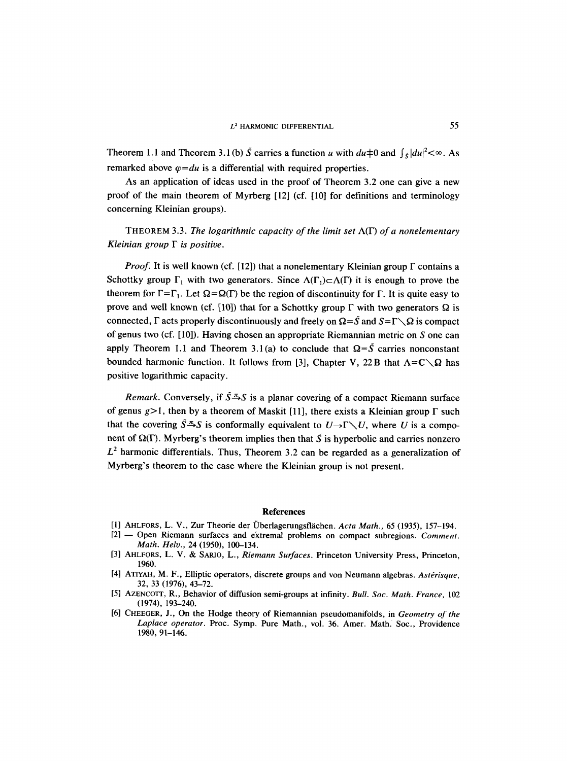Theorem 1.1 and Theorem 3.1 (b) $\tilde{S}$ carries a function $u$ with $du \not\equiv 0$ and $\int_{\tilde{S}} |du|^2 < \infty$. As remarked above $\varphi = du$ is a differential with required properties.

As an application of ideas used in the proof of Theorem 3.2 one can give a new proof of the main theorem of Myrberg [12] (cf. [10] for definitions and terminology concerning Kleinian groups).

THEOREM 3.3. *The logarithmic capacity of the limit set $\Lambda(\Gamma)$ of a nonelementary Kleinian group $\Gamma$ is positive.*

*Proof.* It is well known (cf. [12]) that a nonelementary Kleinian group $\Gamma$ contains a Schottky group $\Gamma_1$ with two generators. Since $\Lambda(\Gamma_1) \subset \Lambda(\Gamma)$ it is enough to prove the theorem for $\Gamma = \Gamma_1$. Let $\Omega = \Omega(\Gamma)$ be the region of discontinuity for $\Gamma$. It is quite easy to prove and well known (cf. [10]) that for a Schottky group $\Gamma$ with two generators $\Omega$ is connected, $\Gamma$ acts properly discontinuously and freely on $\Omega = \tilde{S}$ and $S = \Gamma \diagdown \Omega$ is compact of genus two (cf. [10]). Having chosen an appropriate Riemannian metric on $S$ one can apply Theorem 1.1 and Theorem 3.1 (a) to conclude that $\Omega = \tilde{S}$ carries nonconstant bounded harmonic function. It follows from [3], Chapter V, 22 B that $\Lambda = \mathbf{C} \diagdown \Omega$ has positive logarithmic capacity.

*Remark.* Conversely, if $\tilde{S} \xrightarrow{\pi} S$ is a planar covering of a compact Riemann surface of genus $g > 1$, then by a theorem of Maskit [11], there exists a Kleinian group $\Gamma$ such that the covering $\tilde{S} \xrightarrow{\pi} S$ is conformally equivalent to $U \to \Gamma \diagdown U$, where $U$ is a component of $\Omega(\Gamma)$. Myrberg's theorem implies then that $\tilde{S}$ is hyperbolic and carries nonzero $L^2$ harmonic differentials. Thus, Theorem 3.2 can be regarded as a generalization of Myrberg's theorem to the case where the Kleinian group is not present.

## References

[1] AHLFORS, L. V., Zur Theorie der Überlagerungsflächen. *Acta Math.*, 65 (1935), 157–194.

[2] — Open Riemann surfaces and extremal problems on compact subregions. *Comment. Math. Helv.*, 24 (1950), 100–134.

[3] AHLFORS, L. V. & SARIO, L., *Riemann Surfaces*. Princeton University Press, Princeton, 1960.

[4] ATIYAH, M. F., Elliptic operators, discrete groups and von Neumann algebras. *Astérisque*, 32, 33 (1976), 43–72.

[5] AZENCOTT, R., Behavior of diffusion semi-groups at infinity. *Bull. Soc. Math. France*, 102 (1974), 193–240.

[6] CHEEGER, J., On the Hodge theory of Riemannian pseudomanifolds, in *Geometry of the Laplace operator*. Proc. Symp. Pure Math., vol. 36. Amer. Math. Soc., Providence 1980, 91–146.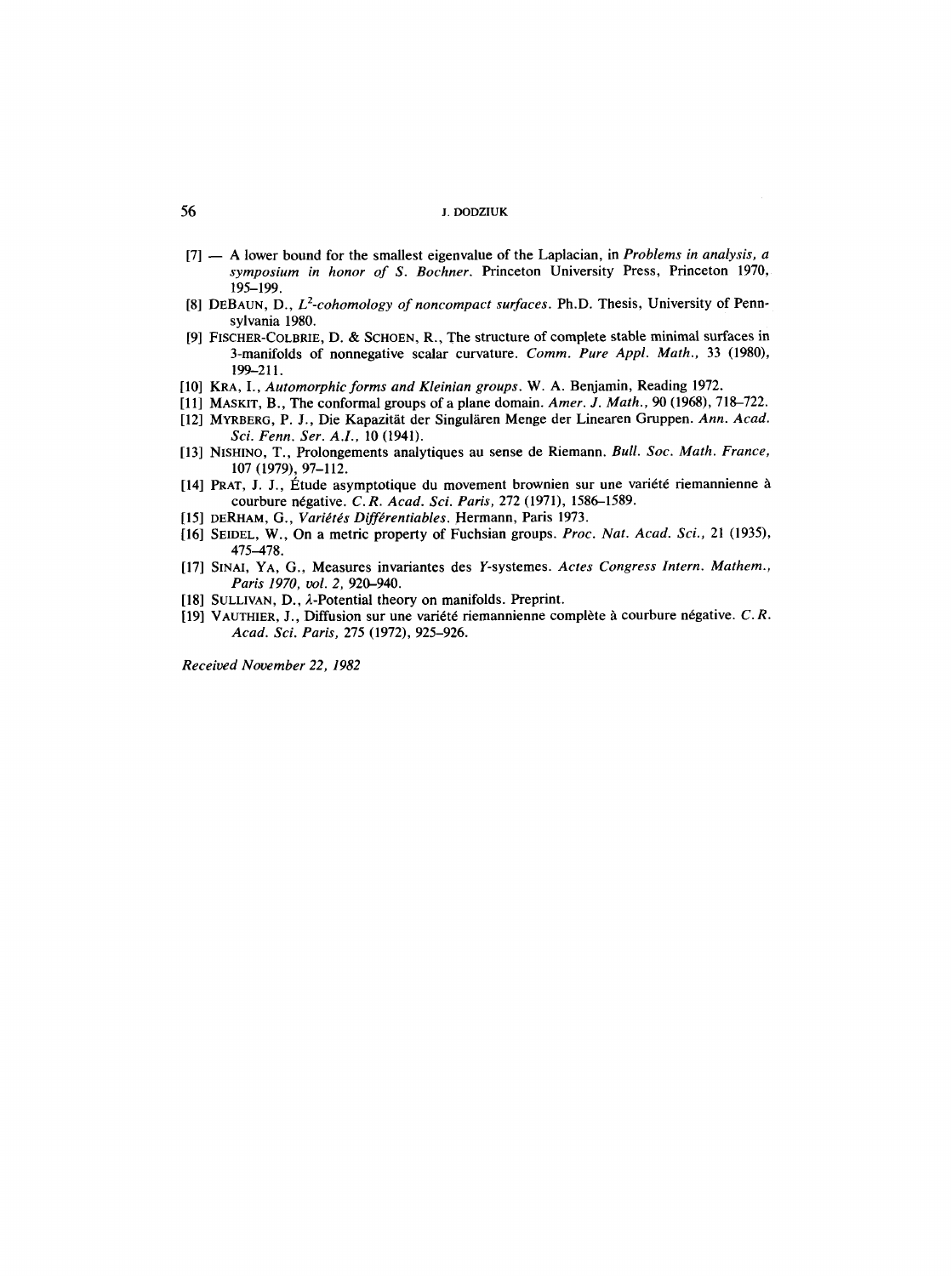[7] — A lower bound for the smallest eigenvalue of the Laplacian, in *Problems in analysis, a symposium in honor of S. Bochner*. Princeton University Press, Princeton 1970, 195–199.

[8] DeBaun, D., *$L^2$-cohomology of noncompact surfaces*. Ph.D. Thesis, University of Pennsylvania 1980.

[9] Fischer-Colbrie, D. & Schoen, R., The structure of complete stable minimal surfaces in 3-manifolds of nonnegative scalar curvature. *Comm. Pure Appl. Math.*, 33 (1980), 199–211.

[10] Kra, I., *Automorphic forms and Kleinian groups*. W. A. Benjamin, Reading 1972.

[11] Maskit, B., The conformal groups of a plane domain. *Amer. J. Math.*, 90 (1968), 718–722.

[12] Myrberg, P. J., Die Kapazität der Singulären Menge der Linearen Gruppen. *Ann. Acad. Sci. Fenn. Ser. A.I.*, 10 (1941).

[13] Nishino, T., Prolongements analytiques au sense de Riemann. *Bull. Soc. Math. France*, 107 (1979), 97–112.

[14] Prat, J. J., Étude asymptotique du movement brownien sur une variété riemannienne à courbure négative. *C.R. Acad. Sci. Paris*, 272 (1971), 1586–1589.

[15] deRham, G., *Variétés Différentiables*. Hermann, Paris 1973.

[16] Seidel, W., On a metric property of Fuchsian groups. *Proc. Nat. Acad. Sci.*, 21 (1935), 475–478.

[17] Sinai, Ya, G., Measures invariantes des Y-systemes. *Actes Congress Intern. Mathem., Paris 1970, vol. 2*, 920–940.

[18] Sullivan, D., $\lambda$-Potential theory on manifolds. Preprint.

[19] Vauthier, J., Diffusion sur une variété riemannienne complète à courbure négative. *C.R. Acad. Sci. Paris*, 275 (1972), 925–926.

*Received November 22, 1982*